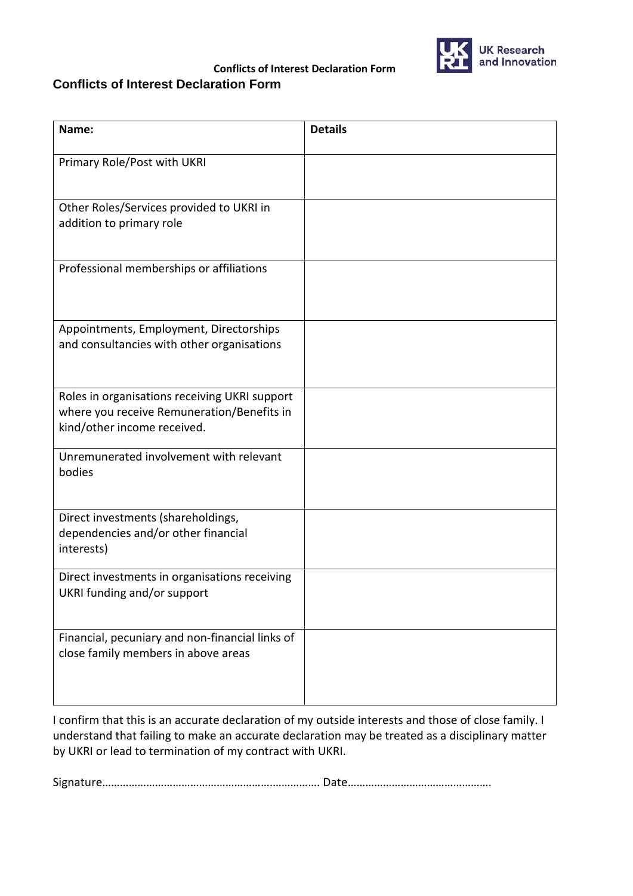# Conflicts of Interest Declaration Form

| Name: | Details |
| --- | --- |
| Primary Role/Post with UKRI | |
| Other Roles/Services provided to UKRI in addition to primary role | |
| Professional memberships or affiliations | |
| Appointments, Employment, Directorships and consultancies with other organisations | |
| Roles in organisations receiving UKRI support where you receive Remuneration/Benefits in kind/other income received. | |
| Unremunerated involvement with relevant bodies | |
| Direct investments (shareholdings, dependencies and/or other financial interests) | |
| Direct investments in organisations receiving UKRI funding and/or support | |
| Financial, pecuniary and non-financial links of close family members in above areas | |

I confirm that this is an accurate declaration of my outside interests and those of close family. I understand that failing to make an accurate declaration may be treated as a disciplinary matter by UKRI or lead to termination of my contract with UKRI.

Signature………………………………………………………………. Date………………………………………….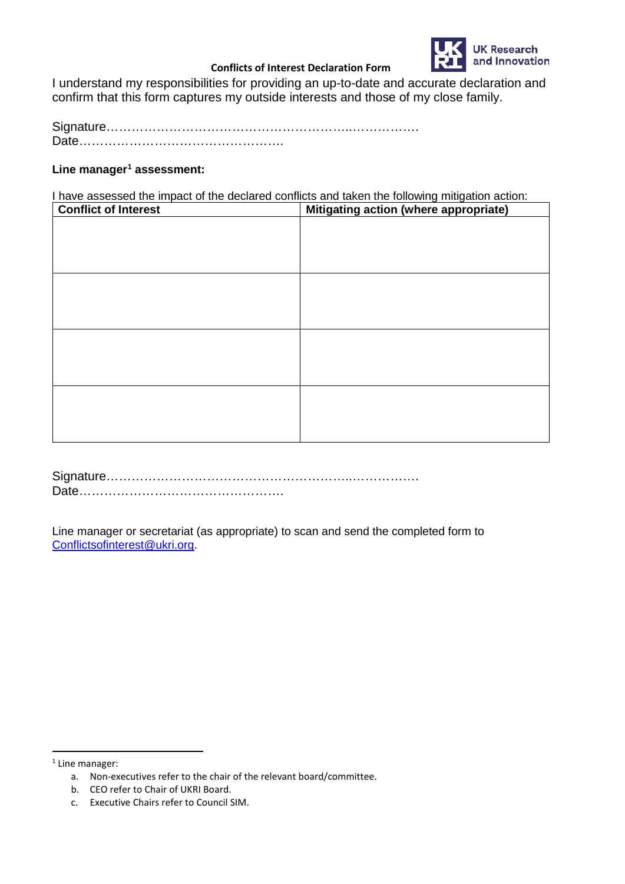**Conflicts of Interest Declaration Form**

I understand my responsibilities for providing an up-to-date and accurate declaration and confirm that this form captures my outside interests and those of my close family.

Signature……………………………………………………..…………….
Date………………………………………….

**Line manager[1] assessment:**

I have assessed the impact of the declared conflicts and taken the following mitigation action:

| Conflict of Interest | Mitigating action (where appropriate) |
|---|---|
| | |
| | |
| | |
| | |

Signature……………………………………………………..…………….
Date………………………………………….

Line manager or secretariat (as appropriate) to scan and send the completed form to Conflictsofinterest@ukri.org.

[1] Line manager:

a. Non-executives refer to the chair of the relevant board/committee.
b. CEO refer to Chair of UKRI Board.
c. Executive Chairs refer to Council SIM.